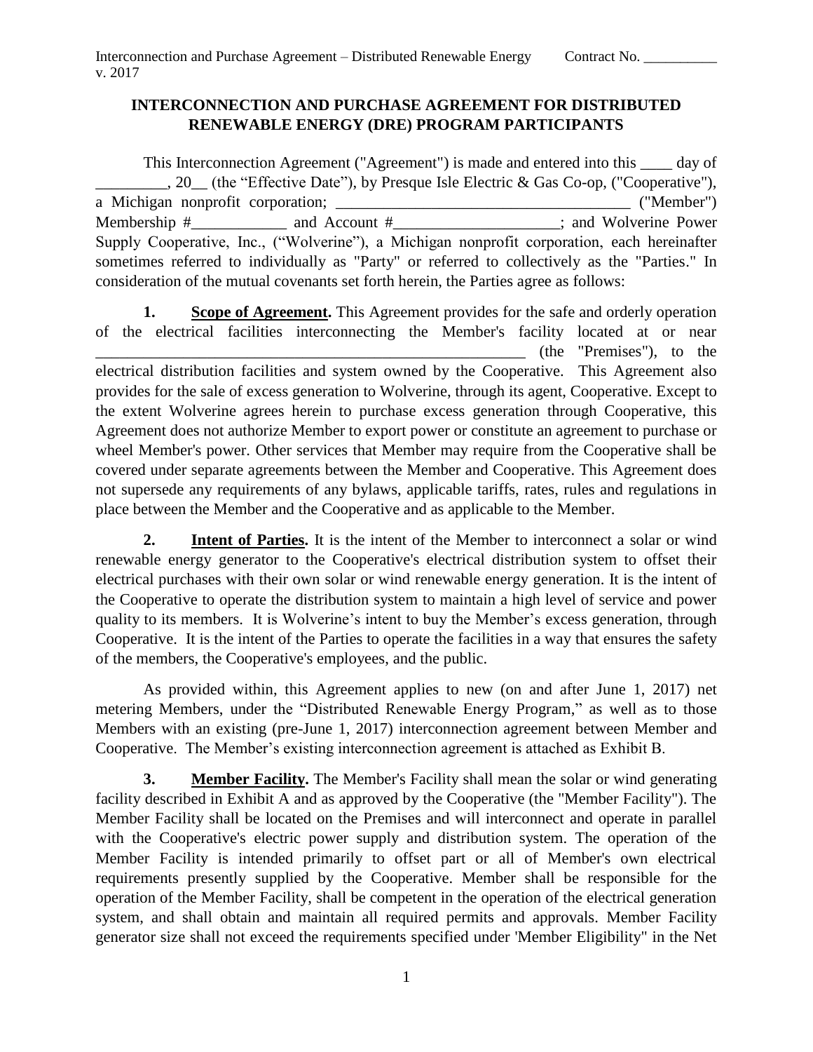# INTERCONNECTION AND PURCHASE AGREEMENT FOR DISTRIBUTED RENEWABLE ENERGY (DRE) PROGRAM PARTICIPANTS

This Interconnection Agreement ("Agreement") is made and entered into this ____ day of _________, 20__ (the "Effective Date"), by Presque Isle Electric & Gas Co-op, ("Cooperative"), a Michigan nonprofit corporation; ______________________________________ ("Member") Membership #____________ and Account #_____________________; and Wolverine Power Supply Cooperative, Inc., ("Wolverine"), a Michigan nonprofit corporation, each hereinafter sometimes referred to individually as "Party" or referred to collectively as the "Parties." In consideration of the mutual covenants set forth herein, the Parties agree as follows:

**1. Scope of Agreement.** This Agreement provides for the safe and orderly operation of the electrical facilities interconnecting the Member's facility located at or near _________________________________________________________ (the "Premises"), to the electrical distribution facilities and system owned by the Cooperative. This Agreement also provides for the sale of excess generation to Wolverine, through its agent, Cooperative. Except to the extent Wolverine agrees herein to purchase excess generation through Cooperative, this Agreement does not authorize Member to export power or constitute an agreement to purchase or wheel Member's power. Other services that Member may require from the Cooperative shall be covered under separate agreements between the Member and Cooperative. This Agreement does not supersede any requirements of any bylaws, applicable tariffs, rates, rules and regulations in place between the Member and the Cooperative and as applicable to the Member.

**2. Intent of Parties.** It is the intent of the Member to interconnect a solar or wind renewable energy generator to the Cooperative's electrical distribution system to offset their electrical purchases with their own solar or wind renewable energy generation. It is the intent of the Cooperative to operate the distribution system to maintain a high level of service and power quality to its members. It is Wolverine's intent to buy the Member's excess generation, through Cooperative. It is the intent of the Parties to operate the facilities in a way that ensures the safety of the members, the Cooperative's employees, and the public.

As provided within, this Agreement applies to new (on and after June 1, 2017) net metering Members, under the "Distributed Renewable Energy Program," as well as to those Members with an existing (pre-June 1, 2017) interconnection agreement between Member and Cooperative. The Member's existing interconnection agreement is attached as Exhibit B.

**3. Member Facility.** The Member's Facility shall mean the solar or wind generating facility described in Exhibit A and as approved by the Cooperative (the "Member Facility"). The Member Facility shall be located on the Premises and will interconnect and operate in parallel with the Cooperative's electric power supply and distribution system. The operation of the Member Facility is intended primarily to offset part or all of Member's own electrical requirements presently supplied by the Cooperative. Member shall be responsible for the operation of the Member Facility, shall be competent in the operation of the electrical generation system, and shall obtain and maintain all required permits and approvals. Member Facility generator size shall not exceed the requirements specified under 'Member Eligibility" in the Net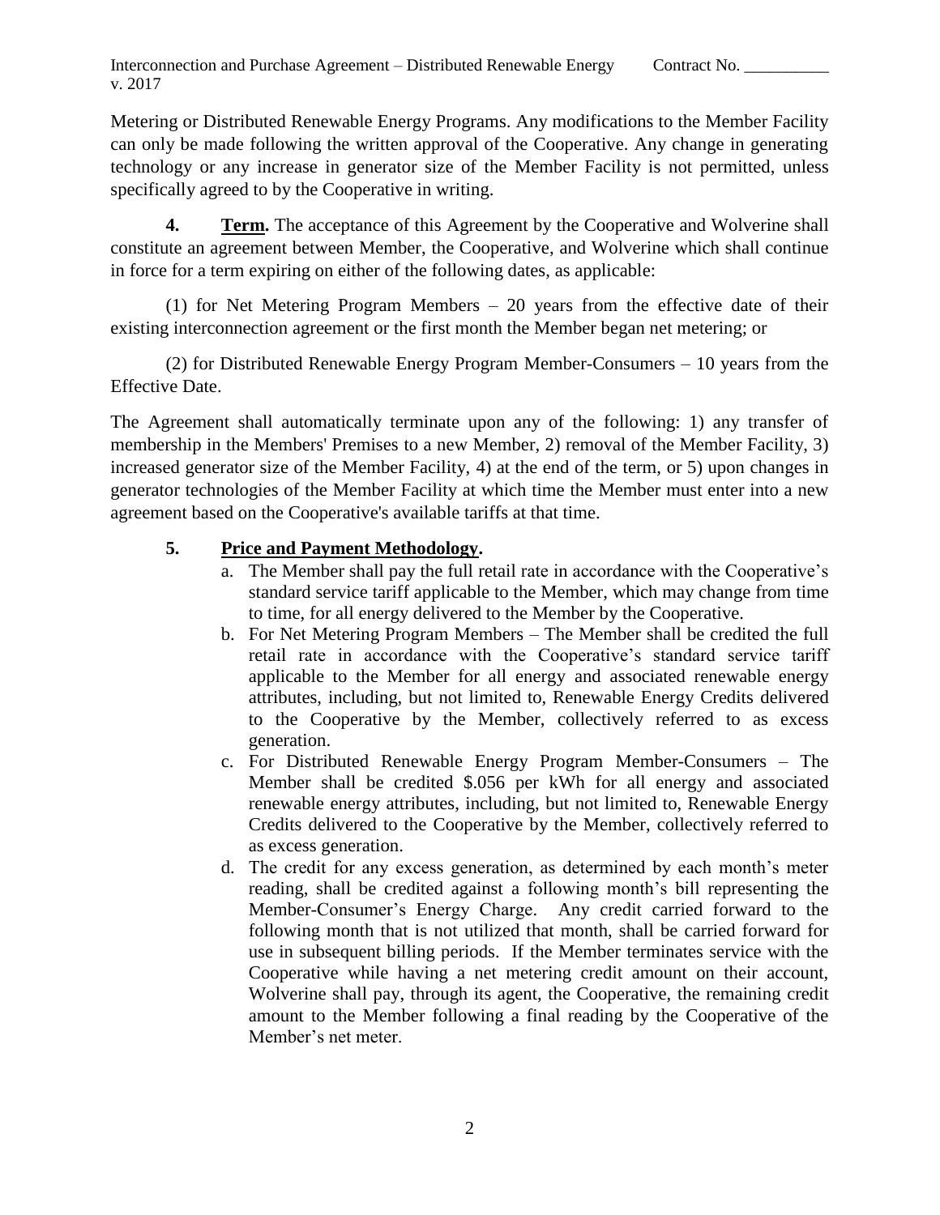Metering or Distributed Renewable Energy Programs. Any modifications to the Member Facility can only be made following the written approval of the Cooperative. Any change in generating technology or any increase in generator size of the Member Facility is not permitted, unless specifically agreed to by the Cooperative in writing.

**4. Term.** The acceptance of this Agreement by the Cooperative and Wolverine shall constitute an agreement between Member, the Cooperative, and Wolverine which shall continue in force for a term expiring on either of the following dates, as applicable:

(1) for Net Metering Program Members – 20 years from the effective date of their existing interconnection agreement or the first month the Member began net metering; or

(2) for Distributed Renewable Energy Program Member-Consumers – 10 years from the Effective Date.

The Agreement shall automatically terminate upon any of the following: 1) any transfer of membership in the Members' Premises to a new Member, 2) removal of the Member Facility, 3) increased generator size of the Member Facility, 4) at the end of the term, or 5) upon changes in generator technologies of the Member Facility at which time the Member must enter into a new agreement based on the Cooperative's available tariffs at that time.

**5. Price and Payment Methodology.**

a. The Member shall pay the full retail rate in accordance with the Cooperative's standard service tariff applicable to the Member, which may change from time to time, for all energy delivered to the Member by the Cooperative.

b. For Net Metering Program Members – The Member shall be credited the full retail rate in accordance with the Cooperative's standard service tariff applicable to the Member for all energy and associated renewable energy attributes, including, but not limited to, Renewable Energy Credits delivered to the Cooperative by the Member, collectively referred to as excess generation.

c. For Distributed Renewable Energy Program Member-Consumers – The Member shall be credited $.056 per kWh for all energy and associated renewable energy attributes, including, but not limited to, Renewable Energy Credits delivered to the Cooperative by the Member, collectively referred to as excess generation.

d. The credit for any excess generation, as determined by each month's meter reading, shall be credited against a following month's bill representing the Member-Consumer's Energy Charge. Any credit carried forward to the following month that is not utilized that month, shall be carried forward for use in subsequent billing periods. If the Member terminates service with the Cooperative while having a net metering credit amount on their account, Wolverine shall pay, through its agent, the Cooperative, the remaining credit amount to the Member following a final reading by the Cooperative of the Member's net meter.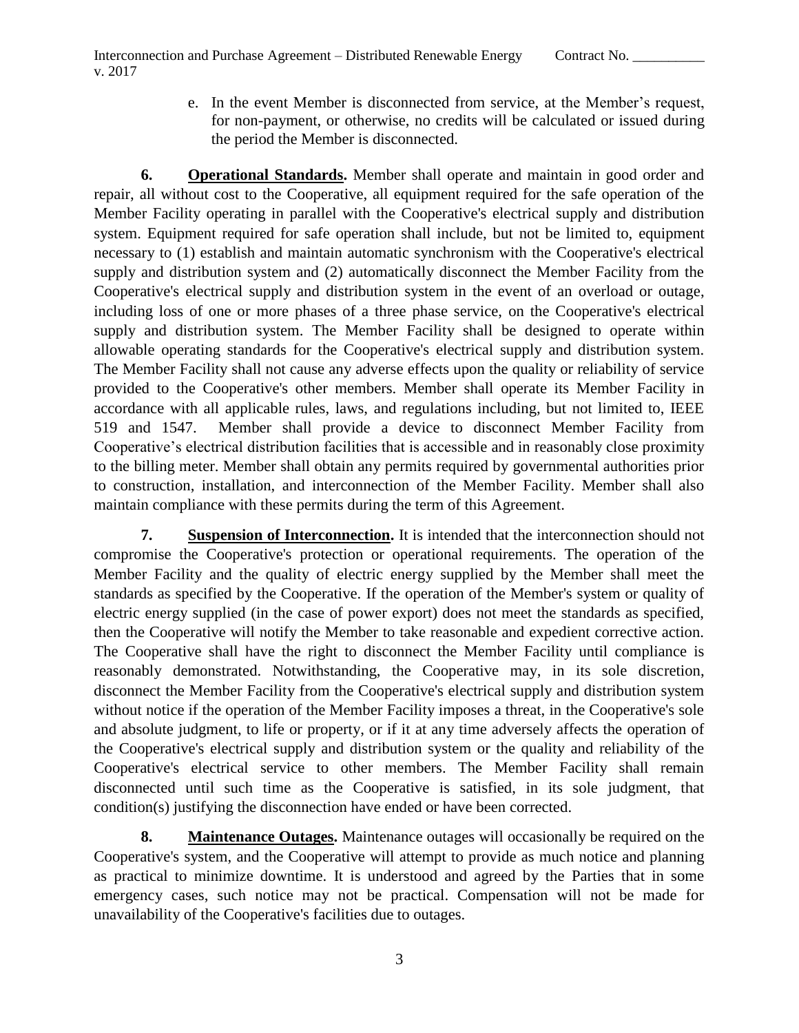e. In the event Member is disconnected from service, at the Member's request, for non-payment, or otherwise, no credits will be calculated or issued during the period the Member is disconnected.

**6. Operational Standards.** Member shall operate and maintain in good order and repair, all without cost to the Cooperative, all equipment required for the safe operation of the Member Facility operating in parallel with the Cooperative's electrical supply and distribution system. Equipment required for safe operation shall include, but not be limited to, equipment necessary to (1) establish and maintain automatic synchronism with the Cooperative's electrical supply and distribution system and (2) automatically disconnect the Member Facility from the Cooperative's electrical supply and distribution system in the event of an overload or outage, including loss of one or more phases of a three phase service, on the Cooperative's electrical supply and distribution system. The Member Facility shall be designed to operate within allowable operating standards for the Cooperative's electrical supply and distribution system. The Member Facility shall not cause any adverse effects upon the quality or reliability of service provided to the Cooperative's other members. Member shall operate its Member Facility in accordance with all applicable rules, laws, and regulations including, but not limited to, IEEE 519 and 1547. Member shall provide a device to disconnect Member Facility from Cooperative's electrical distribution facilities that is accessible and in reasonably close proximity to the billing meter. Member shall obtain any permits required by governmental authorities prior to construction, installation, and interconnection of the Member Facility. Member shall also maintain compliance with these permits during the term of this Agreement.

**7. Suspension of Interconnection.** It is intended that the interconnection should not compromise the Cooperative's protection or operational requirements. The operation of the Member Facility and the quality of electric energy supplied by the Member shall meet the standards as specified by the Cooperative. If the operation of the Member's system or quality of electric energy supplied (in the case of power export) does not meet the standards as specified, then the Cooperative will notify the Member to take reasonable and expedient corrective action. The Cooperative shall have the right to disconnect the Member Facility until compliance is reasonably demonstrated. Notwithstanding, the Cooperative may, in its sole discretion, disconnect the Member Facility from the Cooperative's electrical supply and distribution system without notice if the operation of the Member Facility imposes a threat, in the Cooperative's sole and absolute judgment, to life or property, or if it at any time adversely affects the operation of the Cooperative's electrical supply and distribution system or the quality and reliability of the Cooperative's electrical service to other members. The Member Facility shall remain disconnected until such time as the Cooperative is satisfied, in its sole judgment, that condition(s) justifying the disconnection have ended or have been corrected.

**8. Maintenance Outages.** Maintenance outages will occasionally be required on the Cooperative's system, and the Cooperative will attempt to provide as much notice and planning as practical to minimize downtime. It is understood and agreed by the Parties that in some emergency cases, such notice may not be practical. Compensation will not be made for unavailability of the Cooperative's facilities due to outages.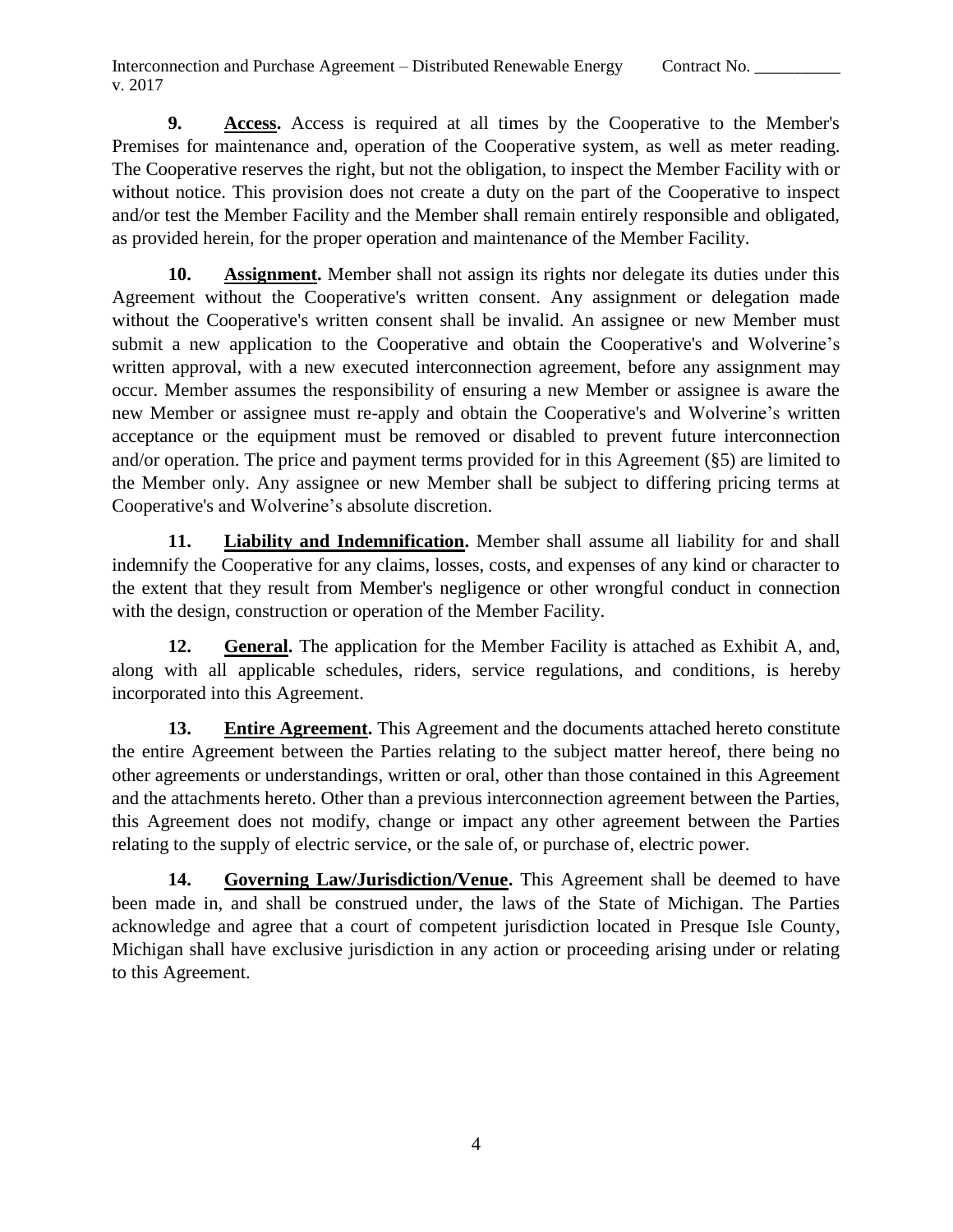**9.** **Access.** Access is required at all times by the Cooperative to the Member's Premises for maintenance and, operation of the Cooperative system, as well as meter reading. The Cooperative reserves the right, but not the obligation, to inspect the Member Facility with or without notice. This provision does not create a duty on the part of the Cooperative to inspect and/or test the Member Facility and the Member shall remain entirely responsible and obligated, as provided herein, for the proper operation and maintenance of the Member Facility.

**10.** **Assignment.** Member shall not assign its rights nor delegate its duties under this Agreement without the Cooperative's written consent. Any assignment or delegation made without the Cooperative's written consent shall be invalid. An assignee or new Member must submit a new application to the Cooperative and obtain the Cooperative's and Wolverine's written approval, with a new executed interconnection agreement, before any assignment may occur. Member assumes the responsibility of ensuring a new Member or assignee is aware the new Member or assignee must re-apply and obtain the Cooperative's and Wolverine's written acceptance or the equipment must be removed or disabled to prevent future interconnection and/or operation. The price and payment terms provided for in this Agreement (§5) are limited to the Member only. Any assignee or new Member shall be subject to differing pricing terms at Cooperative's and Wolverine's absolute discretion.

**11.** **Liability and Indemnification.** Member shall assume all liability for and shall indemnify the Cooperative for any claims, losses, costs, and expenses of any kind or character to the extent that they result from Member's negligence or other wrongful conduct in connection with the design, construction or operation of the Member Facility.

**12.** **General.** The application for the Member Facility is attached as Exhibit A, and, along with all applicable schedules, riders, service regulations, and conditions, is hereby incorporated into this Agreement.

**13.** **Entire Agreement.** This Agreement and the documents attached hereto constitute the entire Agreement between the Parties relating to the subject matter hereof, there being no other agreements or understandings, written or oral, other than those contained in this Agreement and the attachments hereto. Other than a previous interconnection agreement between the Parties, this Agreement does not modify, change or impact any other agreement between the Parties relating to the supply of electric service, or the sale of, or purchase of, electric power.

**14.** **Governing Law/Jurisdiction/Venue.** This Agreement shall be deemed to have been made in, and shall be construed under, the laws of the State of Michigan. The Parties acknowledge and agree that a court of competent jurisdiction located in Presque Isle County, Michigan shall have exclusive jurisdiction in any action or proceeding arising under or relating to this Agreement.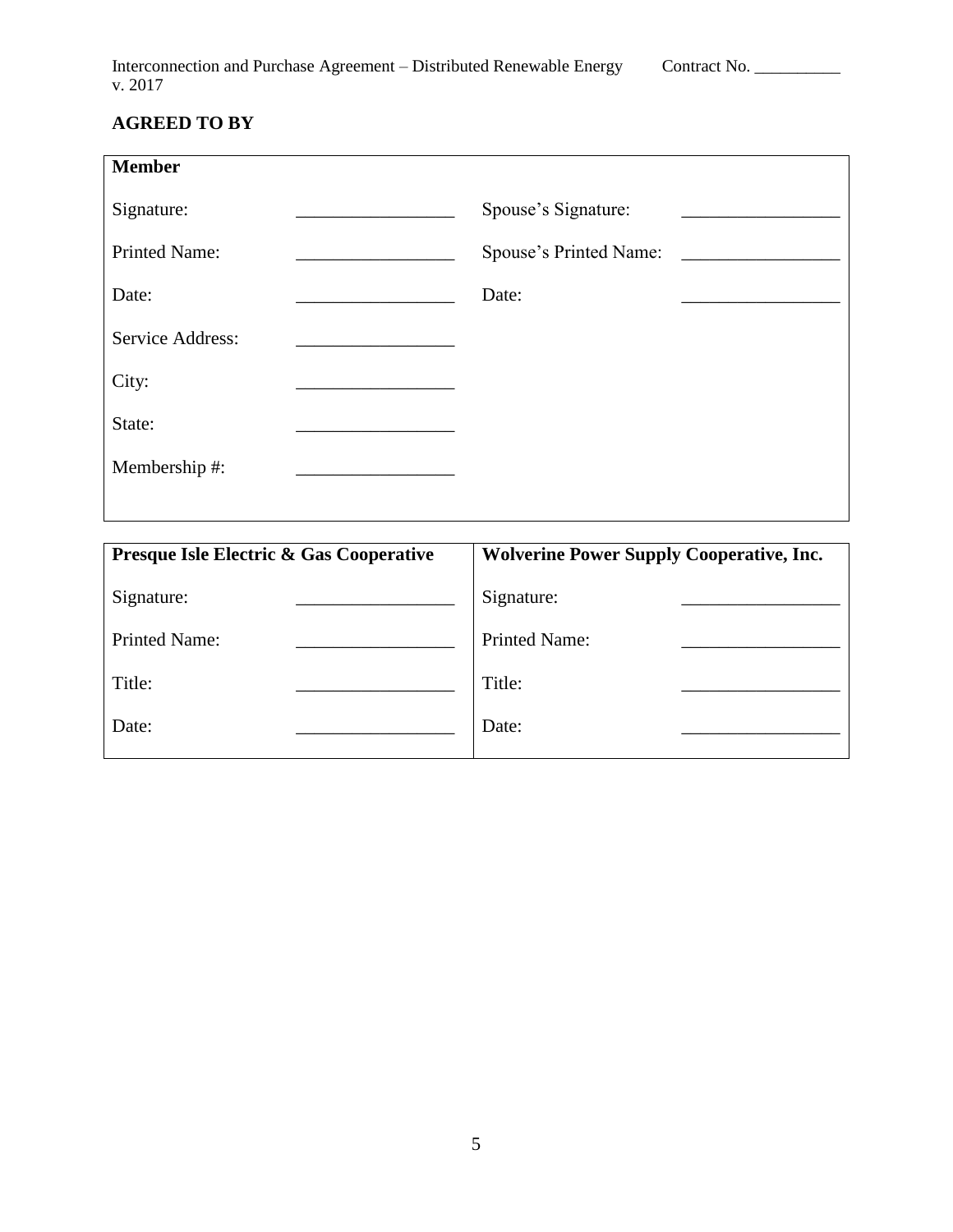**AGREED TO BY**

| **Member** | | | |
|---|---|---|---|
| Signature: | _________________ | Spouse's Signature: | _________________ |
| Printed Name: | _________________ | Spouse's Printed Name: | _________________ |
| Date: | _________________ | Date: | _________________ |
| Service Address: | _________________ | | |
| City: | _________________ | | |
| State: | _________________ | | |
| Membership #: | _________________ | | |

| **Presque Isle Electric & Gas Cooperative** | | **Wolverine Power Supply Cooperative, Inc.** | |
|---|---|---|---|
| Signature: | _________________ | Signature: | _________________ |
| Printed Name: | _________________ | Printed Name: | _________________ |
| Title: | _________________ | Title: | _________________ |
| Date: | _________________ | Date: | _________________ |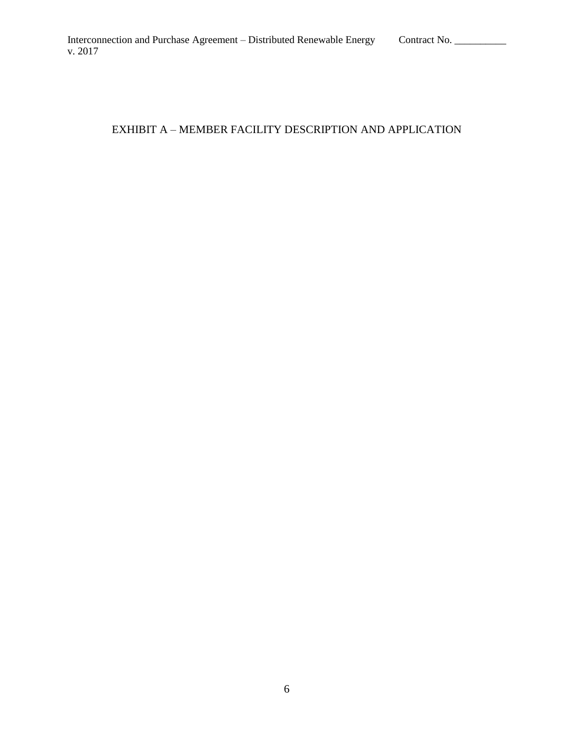# EXHIBIT A – MEMBER FACILITY DESCRIPTION AND APPLICATION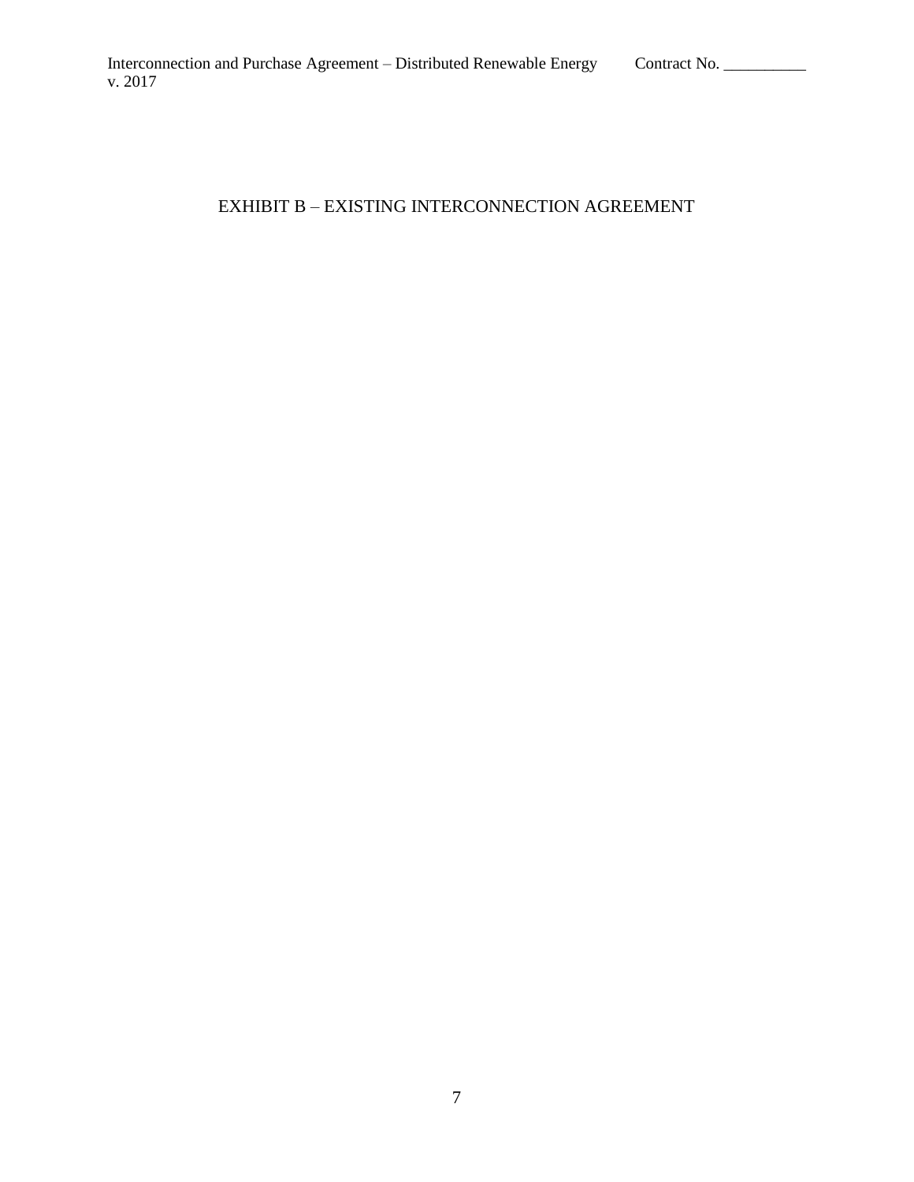## EXHIBIT B – EXISTING INTERCONNECTION AGREEMENT